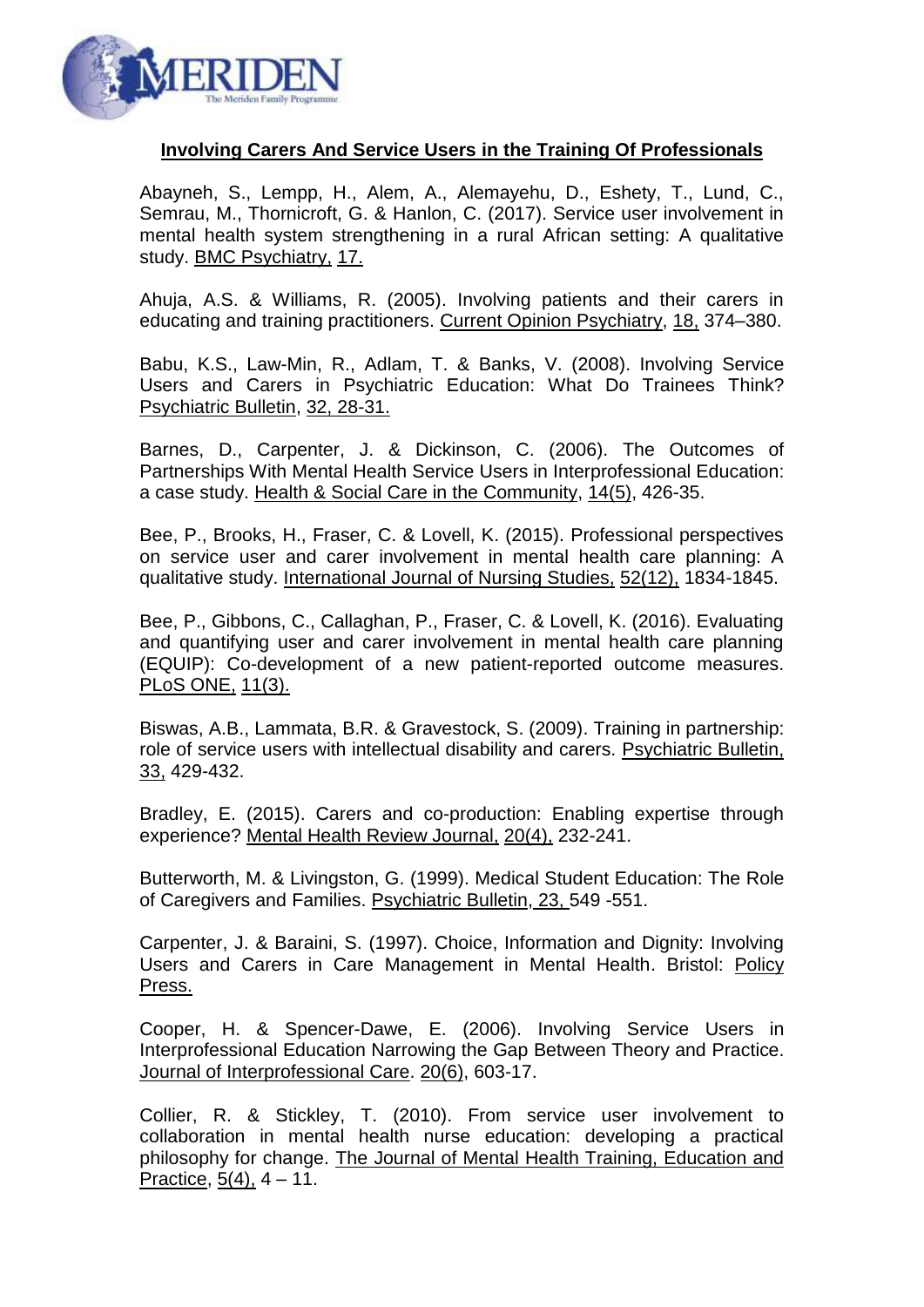## Involving Carers And Service Users in the Training Of Professionals

Abayneh, S., Lempp, H., Alem, A., Alemayehu, D., Eshety, T., Lund, C., Semrau, M., Thornicroft, G. & Hanlon, C. (2017). Service user involvement in mental health system strengthening in a rural African setting: A qualitative study. BMC Psychiatry, 17.

Ahuja, A.S. & Williams, R. (2005). Involving patients and their carers in educating and training practitioners. Current Opinion Psychiatry, 18, 374–380.

Babu, K.S., Law-Min, R., Adlam, T. & Banks, V. (2008). Involving Service Users and Carers in Psychiatric Education: What Do Trainees Think? Psychiatric Bulletin, 32, 28-31.

Barnes, D., Carpenter, J. & Dickinson, C. (2006). The Outcomes of Partnerships With Mental Health Service Users in Interprofessional Education: a case study. Health & Social Care in the Community, 14(5), 426-35.

Bee, P., Brooks, H., Fraser, C. & Lovell, K. (2015). Professional perspectives on service user and carer involvement in mental health care planning: A qualitative study. International Journal of Nursing Studies, 52(12), 1834-1845.

Bee, P., Gibbons, C., Callaghan, P., Fraser, C. & Lovell, K. (2016). Evaluating and quantifying user and carer involvement in mental health care planning (EQUIP): Co-development of a new patient-reported outcome measures. PLoS ONE, 11(3).

Biswas, A.B., Lammata, B.R. & Gravestock, S. (2009). Training in partnership: role of service users with intellectual disability and carers. Psychiatric Bulletin, 33, 429-432.

Bradley, E. (2015). Carers and co-production: Enabling expertise through experience? Mental Health Review Journal, 20(4), 232-241.

Butterworth, M. & Livingston, G. (1999). Medical Student Education: The Role of Caregivers and Families. Psychiatric Bulletin, 23, 549 -551.

Carpenter, J. & Baraini, S. (1997). Choice, Information and Dignity: Involving Users and Carers in Care Management in Mental Health. Bristol: Policy Press.

Cooper, H. & Spencer-Dawe, E. (2006). Involving Service Users in Interprofessional Education Narrowing the Gap Between Theory and Practice. Journal of Interprofessional Care. 20(6), 603-17.

Collier, R. & Stickley, T. (2010). From service user involvement to collaboration in mental health nurse education: developing a practical philosophy for change. The Journal of Mental Health Training, Education and Practice, 5(4), 4 – 11.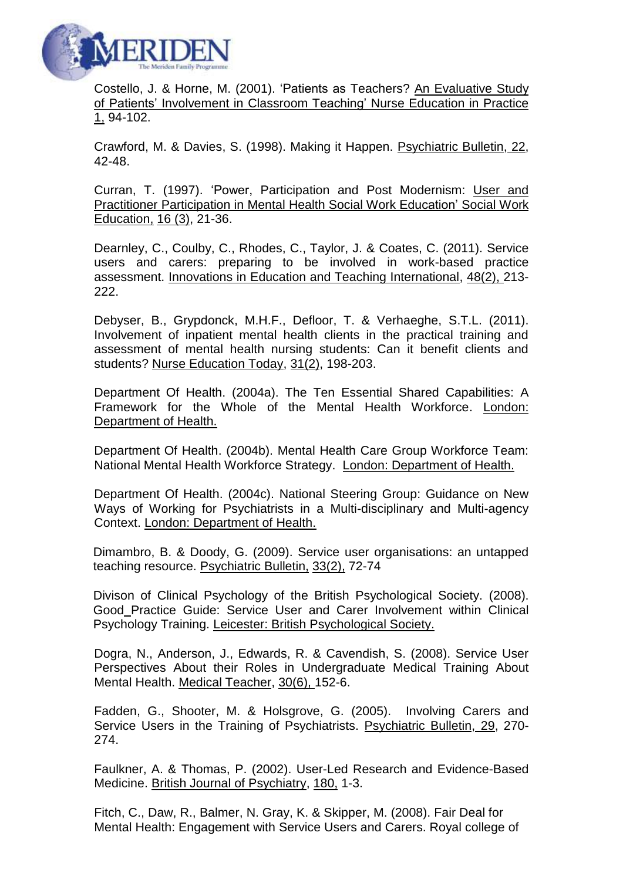Costello, J. & Horne, M. (2001). 'Patients as Teachers? An Evaluative Study of Patients' Involvement in Classroom Teaching' Nurse Education in Practice 1, 94-102.

Crawford, M. & Davies, S. (1998). Making it Happen. Psychiatric Bulletin, 22, 42-48.

Curran, T. (1997). 'Power, Participation and Post Modernism: User and Practitioner Participation in Mental Health Social Work Education' Social Work Education, 16 (3), 21-36.

Dearnley, C., Coulby, C., Rhodes, C., Taylor, J. & Coates, C. (2011). Service users and carers: preparing to be involved in work-based practice assessment. Innovations in Education and Teaching International, 48(2), 213-222.

Debyser, B., Grypdonck, M.H.F., Defloor, T. & Verhaeghe, S.T.L. (2011). Involvement of inpatient mental health clients in the practical training and assessment of mental health nursing students: Can it benefit clients and students? Nurse Education Today, 31(2), 198-203.

Department Of Health. (2004a). The Ten Essential Shared Capabilities: A Framework for the Whole of the Mental Health Workforce. London: Department of Health.

Department Of Health. (2004b). Mental Health Care Group Workforce Team: National Mental Health Workforce Strategy. London: Department of Health.

Department Of Health. (2004c). National Steering Group: Guidance on New Ways of Working for Psychiatrists in a Multi-disciplinary and Multi-agency Context. London: Department of Health.

Dimambro, B. & Doody, G. (2009). Service user organisations: an untapped teaching resource. Psychiatric Bulletin, 33(2), 72-74

Divison of Clinical Psychology of the British Psychological Society. (2008). Good_Practice Guide: Service User and Carer Involvement within Clinical Psychology Training. Leicester: British Psychological Society.

Dogra, N., Anderson, J., Edwards, R. & Cavendish, S. (2008). Service User Perspectives About their Roles in Undergraduate Medical Training About Mental Health. Medical Teacher, 30(6), 152-6.

Fadden, G., Shooter, M. & Holsgrove, G. (2005). Involving Carers and Service Users in the Training of Psychiatrists. Psychiatric Bulletin, 29, 270-274.

Faulkner, A. & Thomas, P. (2002). User-Led Research and Evidence-Based Medicine. British Journal of Psychiatry, 180, 1-3.

Fitch, C., Daw, R., Balmer, N. Gray, K. & Skipper, M. (2008). Fair Deal for Mental Health: Engagement with Service Users and Carers. Royal college of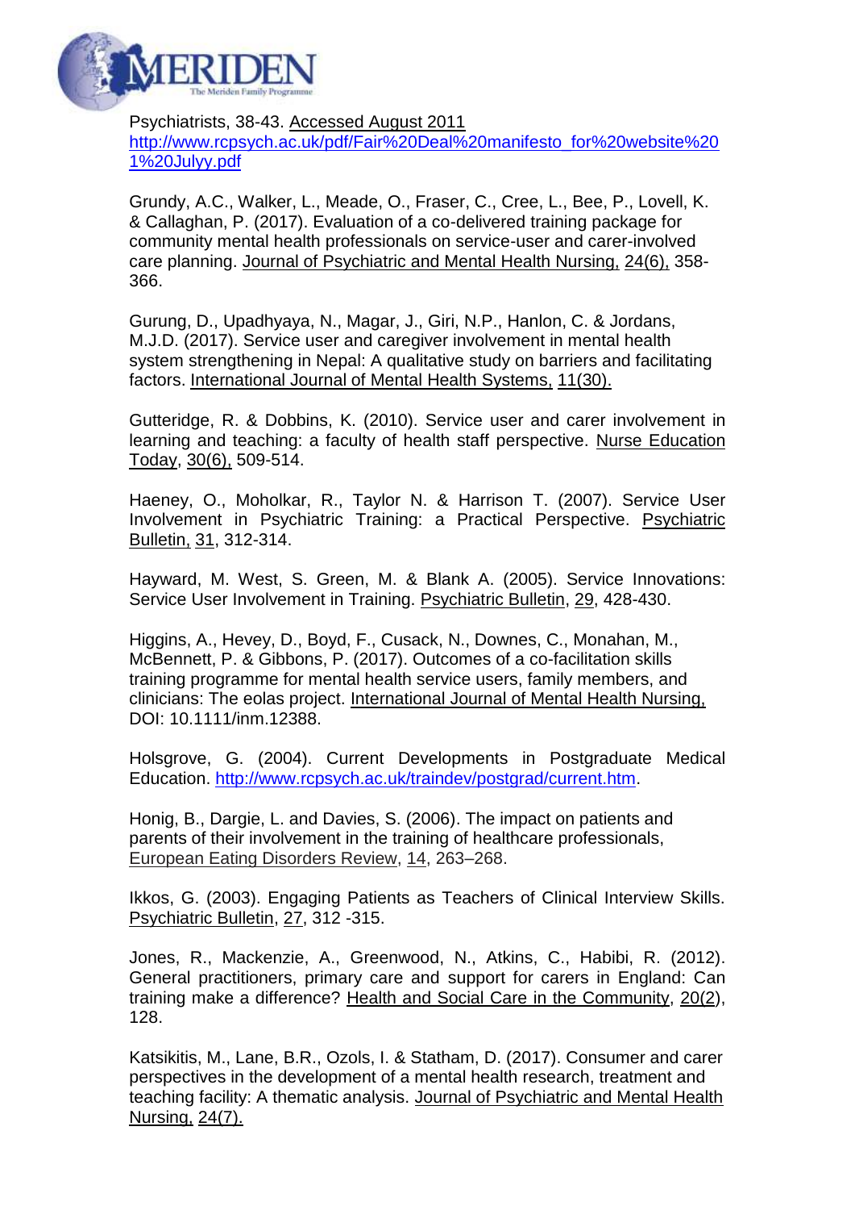Psychiatrists, 38-43. Accessed August 2011 http://www.rcpsych.ac.uk/pdf/Fair%20Deal%20manifesto_for%20website%20 1%20Julyy.pdf

Grundy, A.C., Walker, L., Meade, O., Fraser, C., Cree, L., Bee, P., Lovell, K. & Callaghan, P. (2017). Evaluation of a co-delivered training package for community mental health professionals on service-user and carer-involved care planning. Journal of Psychiatric and Mental Health Nursing, 24(6), 358-366.

Gurung, D., Upadhyaya, N., Magar, J., Giri, N.P., Hanlon, C. & Jordans, M.J.D. (2017). Service user and caregiver involvement in mental health system strengthening in Nepal: A qualitative study on barriers and facilitating factors. International Journal of Mental Health Systems, 11(30).

Gutteridge, R. & Dobbins, K. (2010). Service user and carer involvement in learning and teaching: a faculty of health staff perspective. Nurse Education Today, 30(6), 509-514.

Haeney, O., Moholkar, R., Taylor N. & Harrison T. (2007). Service User Involvement in Psychiatric Training: a Practical Perspective. Psychiatric Bulletin, 31, 312-314.

Hayward, M. West, S. Green, M. & Blank A. (2005). Service Innovations: Service User Involvement in Training. Psychiatric Bulletin, 29, 428-430.

Higgins, A., Hevey, D., Boyd, F., Cusack, N., Downes, C., Monahan, M., McBennett, P. & Gibbons, P. (2017). Outcomes of a co-facilitation skills training programme for mental health service users, family members, and clinicians: The eolas project. International Journal of Mental Health Nursing, DOI: 10.1111/inm.12388.

Holsgrove, G. (2004). Current Developments in Postgraduate Medical Education. http://www.rcpsych.ac.uk/traindev/postgrad/current.htm.

Honig, B., Dargie, L. and Davies, S. (2006). The impact on patients and parents of their involvement in the training of healthcare professionals, European Eating Disorders Review, 14, 263–268.

Ikkos, G. (2003). Engaging Patients as Teachers of Clinical Interview Skills. Psychiatric Bulletin, 27, 312 -315.

Jones, R., Mackenzie, A., Greenwood, N., Atkins, C., Habibi, R. (2012). General practitioners, primary care and support for carers in England: Can training make a difference? Health and Social Care in the Community, 20(2), 128.

Katsikitis, M., Lane, B.R., Ozols, I. & Statham, D. (2017). Consumer and carer perspectives in the development of a mental health research, treatment and teaching facility: A thematic analysis. Journal of Psychiatric and Mental Health Nursing, 24(7).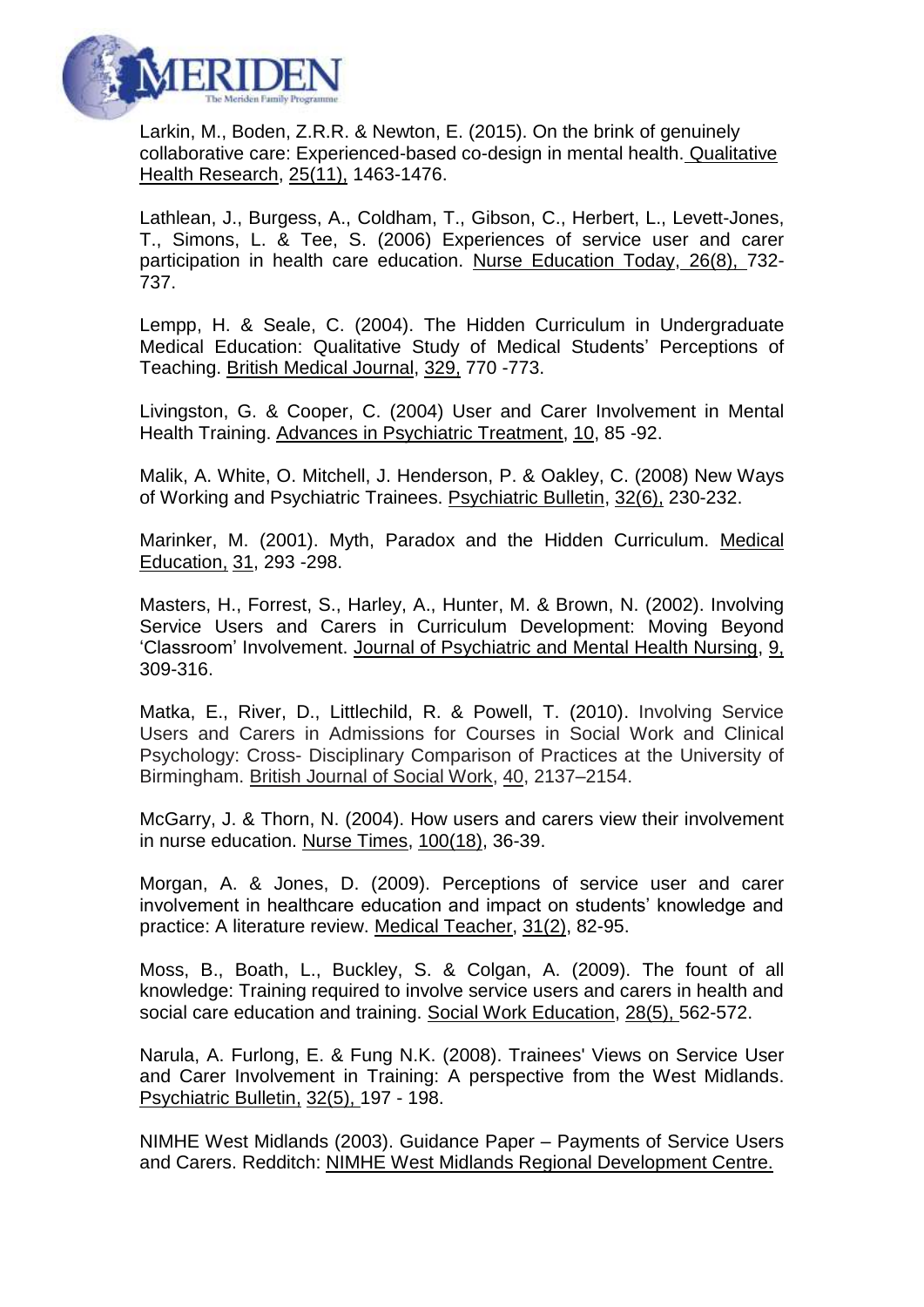Larkin, M., Boden, Z.R.R. & Newton, E. (2015). On the brink of genuinely collaborative care: Experienced-based co-design in mental health. Qualitative Health Research, 25(11), 1463-1476.

Lathlean, J., Burgess, A., Coldham, T., Gibson, C., Herbert, L., Levett-Jones, T., Simons, L. & Tee, S. (2006) Experiences of service user and carer participation in health care education. Nurse Education Today, 26(8), 732-737.

Lempp, H. & Seale, C. (2004). The Hidden Curriculum in Undergraduate Medical Education: Qualitative Study of Medical Students' Perceptions of Teaching. British Medical Journal, 329, 770 -773.

Livingston, G. & Cooper, C. (2004) User and Carer Involvement in Mental Health Training. Advances in Psychiatric Treatment, 10, 85 -92.

Malik, A. White, O. Mitchell, J. Henderson, P. & Oakley, C. (2008) New Ways of Working and Psychiatric Trainees. Psychiatric Bulletin, 32(6), 230-232.

Marinker, M. (2001). Myth, Paradox and the Hidden Curriculum. Medical Education, 31, 293 -298.

Masters, H., Forrest, S., Harley, A., Hunter, M. & Brown, N. (2002). Involving Service Users and Carers in Curriculum Development: Moving Beyond 'Classroom' Involvement. Journal of Psychiatric and Mental Health Nursing, 9, 309-316.

Matka, E., River, D., Littlechild, R. & Powell, T. (2010). Involving Service Users and Carers in Admissions for Courses in Social Work and Clinical Psychology: Cross- Disciplinary Comparison of Practices at the University of Birmingham. British Journal of Social Work, 40, 2137–2154.

McGarry, J. & Thorn, N. (2004). How users and carers view their involvement in nurse education. Nurse Times, 100(18), 36-39.

Morgan, A. & Jones, D. (2009). Perceptions of service user and carer involvement in healthcare education and impact on students' knowledge and practice: A literature review. Medical Teacher, 31(2), 82-95.

Moss, B., Boath, L., Buckley, S. & Colgan, A. (2009). The fount of all knowledge: Training required to involve service users and carers in health and social care education and training. Social Work Education, 28(5), 562-572.

Narula, A. Furlong, E. & Fung N.K. (2008). Trainees' Views on Service User and Carer Involvement in Training: A perspective from the West Midlands. Psychiatric Bulletin, 32(5), 197 - 198.

NIMHE West Midlands (2003). Guidance Paper – Payments of Service Users and Carers. Redditch: NIMHE West Midlands Regional Development Centre.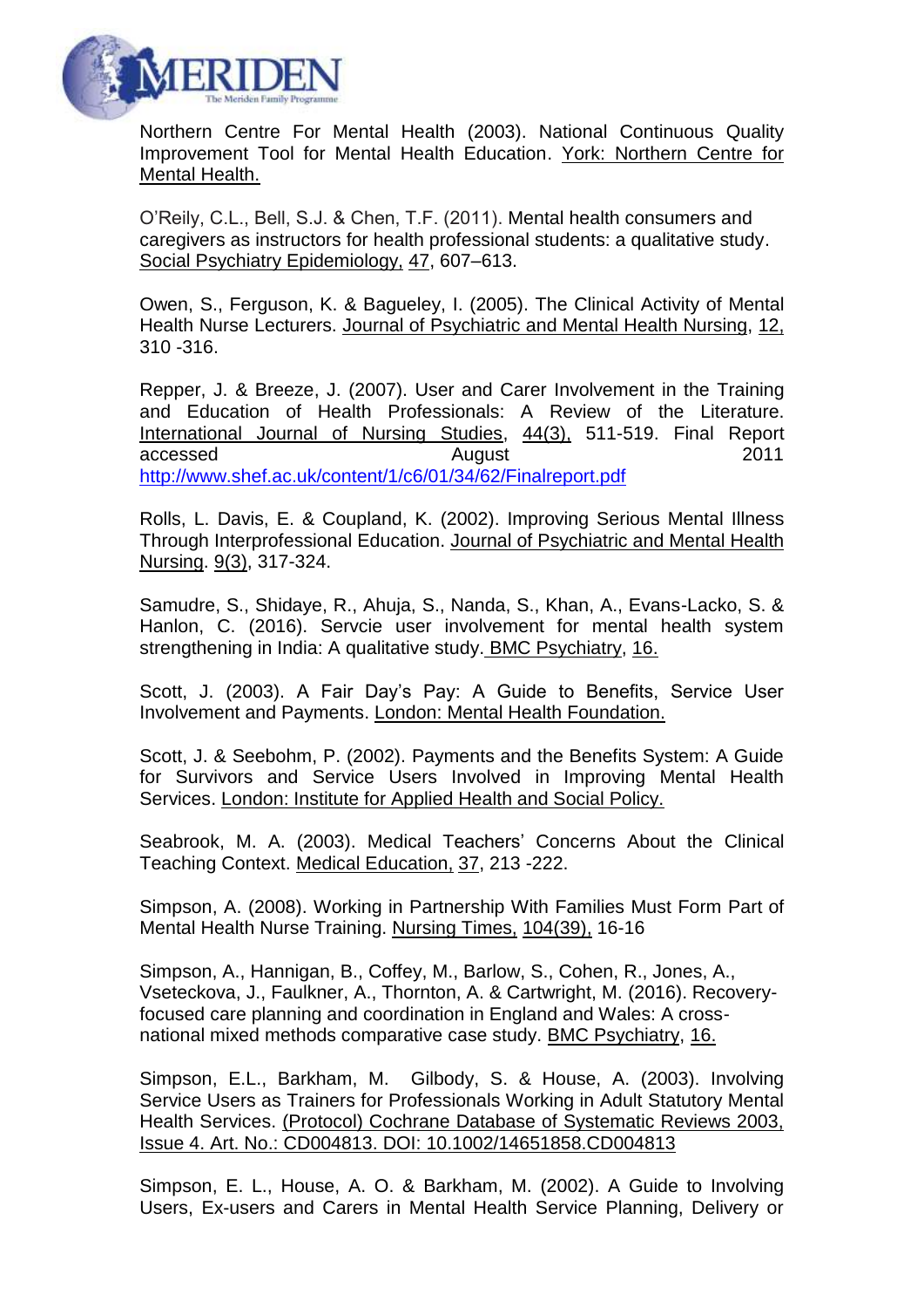Northern Centre For Mental Health (2003). National Continuous Quality Improvement Tool for Mental Health Education. York: Northern Centre for Mental Health.

O'Reily, C.L., Bell, S.J. & Chen, T.F. (2011). Mental health consumers and caregivers as instructors for health professional students: a qualitative study. Social Psychiatry Epidemiology, 47, 607–613.

Owen, S., Ferguson, K. & Bagueley, I. (2005). The Clinical Activity of Mental Health Nurse Lecturers. Journal of Psychiatric and Mental Health Nursing, 12, 310 -316.

Repper, J. & Breeze, J. (2007). User and Carer Involvement in the Training and Education of Health Professionals: A Review of the Literature. International Journal of Nursing Studies, 44(3), 511-519. Final Report accessed August 2011 http://www.shef.ac.uk/content/1/c6/01/34/62/Finalreport.pdf

Rolls, L. Davis, E. & Coupland, K. (2002). Improving Serious Mental Illness Through Interprofessional Education. Journal of Psychiatric and Mental Health Nursing. 9(3), 317-324.

Samudre, S., Shidaye, R., Ahuja, S., Nanda, S., Khan, A., Evans-Lacko, S. & Hanlon, C. (2016). Servcie user involvement for mental health system strengthening in India: A qualitative study. BMC Psychiatry, 16.

Scott, J. (2003). A Fair Day's Pay: A Guide to Benefits, Service User Involvement and Payments. London: Mental Health Foundation.

Scott, J. & Seebohm, P. (2002). Payments and the Benefits System: A Guide for Survivors and Service Users Involved in Improving Mental Health Services. London: Institute for Applied Health and Social Policy.

Seabrook, M. A. (2003). Medical Teachers' Concerns About the Clinical Teaching Context. Medical Education, 37, 213 -222.

Simpson, A. (2008). Working in Partnership With Families Must Form Part of Mental Health Nurse Training. Nursing Times, 104(39), 16-16

Simpson, A., Hannigan, B., Coffey, M., Barlow, S., Cohen, R., Jones, A., Vseteckova, J., Faulkner, A., Thornton, A. & Cartwright, M. (2016). Recovery-focused care planning and coordination in England and Wales: A cross-national mixed methods comparative case study. BMC Psychiatry, 16.

Simpson, E.L., Barkham, M. Gilbody, S. & House, A. (2003). Involving Service Users as Trainers for Professionals Working in Adult Statutory Mental Health Services. (Protocol) Cochrane Database of Systematic Reviews 2003, Issue 4. Art. No.: CD004813. DOI: 10.1002/14651858.CD004813

Simpson, E. L., House, A. O. & Barkham, M. (2002). A Guide to Involving Users, Ex-users and Carers in Mental Health Service Planning, Delivery or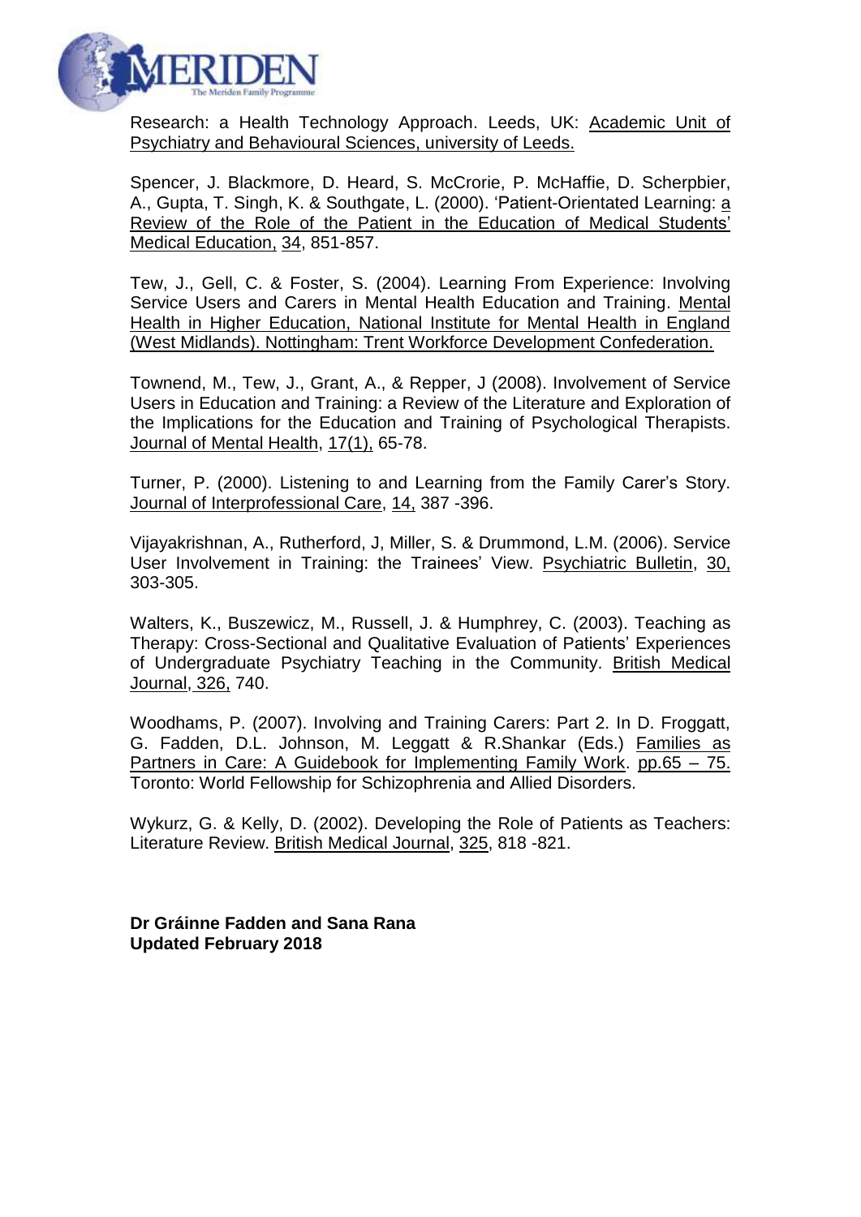Research: a Health Technology Approach. Leeds, UK: Academic Unit of Psychiatry and Behavioural Sciences, university of Leeds.

Spencer, J. Blackmore, D. Heard, S. McCrorie, P. McHaffie, D. Scherpbier, A., Gupta, T. Singh, K. & Southgate, L. (2000). 'Patient-Orientated Learning: a Review of the Role of the Patient in the Education of Medical Students' Medical Education, 34, 851-857.

Tew, J., Gell, C. & Foster, S. (2004). Learning From Experience: Involving Service Users and Carers in Mental Health Education and Training. Mental Health in Higher Education, National Institute for Mental Health in England (West Midlands). Nottingham: Trent Workforce Development Confederation.

Townend, M., Tew, J., Grant, A., & Repper, J (2008). Involvement of Service Users in Education and Training: a Review of the Literature and Exploration of the Implications for the Education and Training of Psychological Therapists. Journal of Mental Health, 17(1), 65-78.

Turner, P. (2000). Listening to and Learning from the Family Carer's Story. Journal of Interprofessional Care, 14, 387 -396.

Vijayakrishnan, A., Rutherford, J, Miller, S. & Drummond, L.M. (2006). Service User Involvement in Training: the Trainees' View. Psychiatric Bulletin, 30, 303-305.

Walters, K., Buszewicz, M., Russell, J. & Humphrey, C. (2003). Teaching as Therapy: Cross-Sectional and Qualitative Evaluation of Patients' Experiences of Undergraduate Psychiatry Teaching in the Community. British Medical Journal, 326, 740.

Woodhams, P. (2007). Involving and Training Carers: Part 2. In D. Froggatt, G. Fadden, D.L. Johnson, M. Leggatt & R.Shankar (Eds.) Families as Partners in Care: A Guidebook for Implementing Family Work. pp.65 – 75. Toronto: World Fellowship for Schizophrenia and Allied Disorders.

Wykurz, G. & Kelly, D. (2002). Developing the Role of Patients as Teachers: Literature Review. British Medical Journal, 325, 818 -821.

**Dr Gráinne Fadden and Sana Rana**
**Updated February 2018**